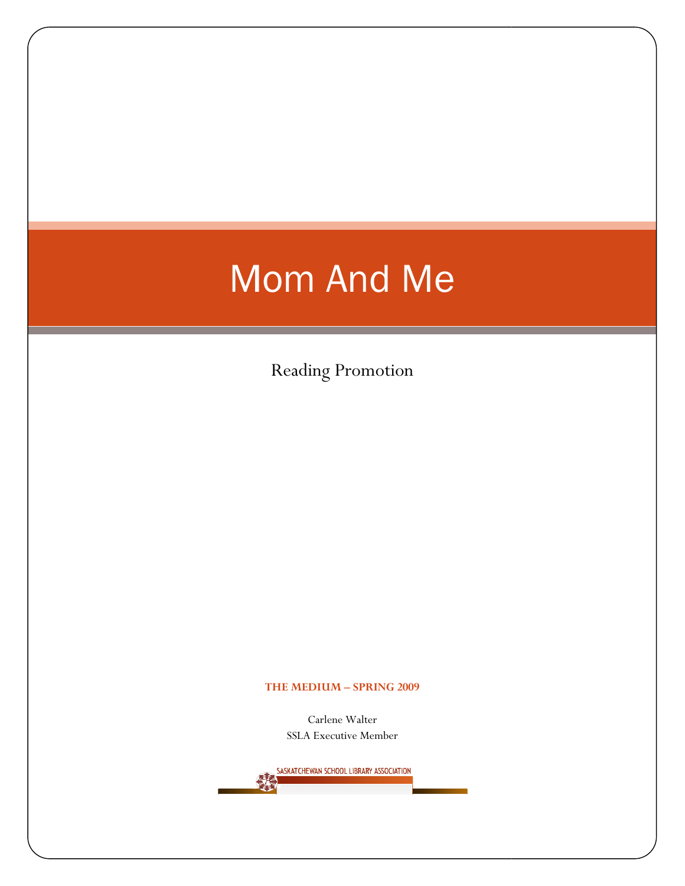# Mom And Me

Reading Promotion

**THE MEDIUM – SPRING 2009**

Carlene Walter
SSLA Executive Member

SASKATCHEWAN SCHOOL LIBRARY ASSOCIATION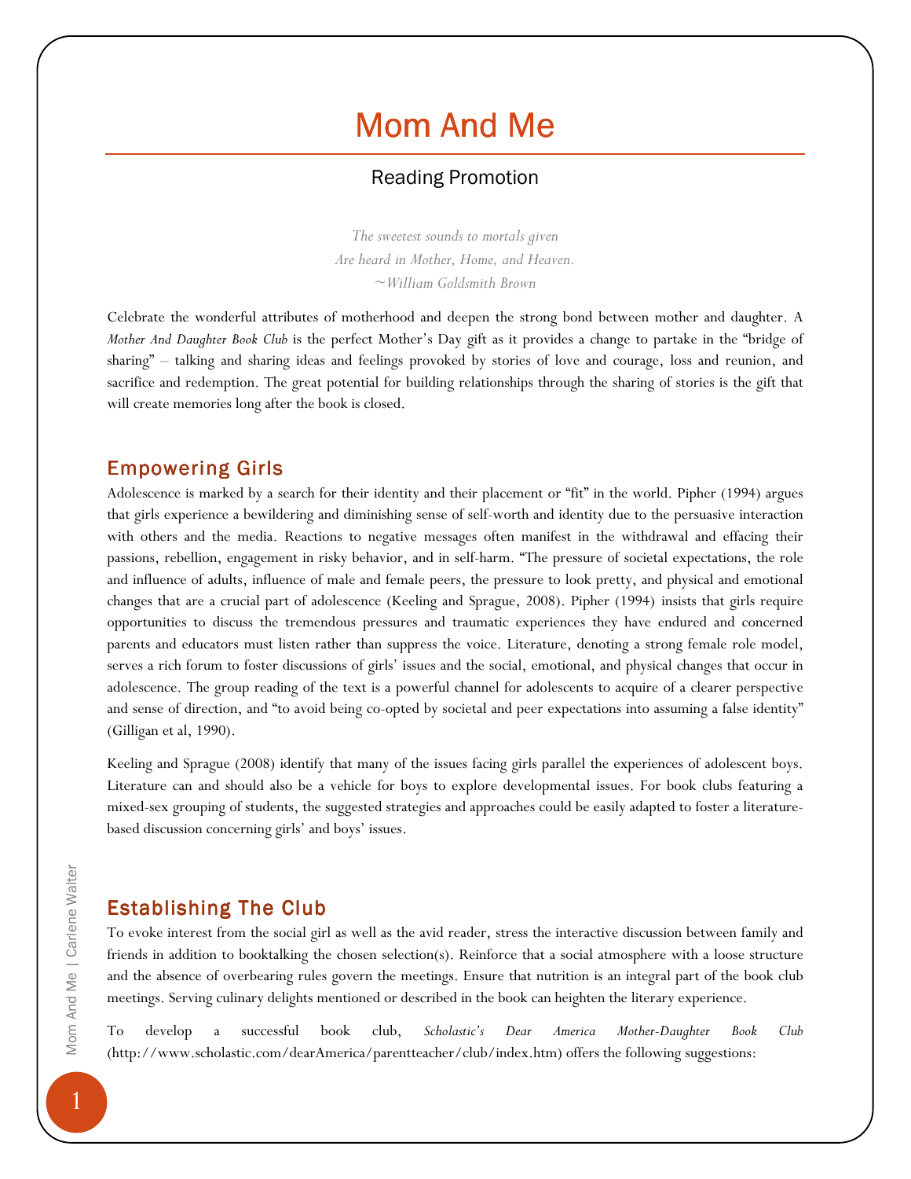# Mom And Me

## Reading Promotion

*The sweetest sounds to mortals given*
*Are heard in Mother, Home, and Heaven.*
*~William Goldsmith Brown*

Celebrate the wonderful attributes of motherhood and deepen the strong bond between mother and daughter. A *Mother And Daughter Book Club* is the perfect Mother's Day gift as it provides a change to partake in the "bridge of sharing" – talking and sharing ideas and feelings provoked by stories of love and courage, loss and reunion, and sacrifice and redemption. The great potential for building relationships through the sharing of stories is the gift that will create memories long after the book is closed.

## Empowering Girls

Adolescence is marked by a search for their identity and their placement or "fit" in the world. Pipher (1994) argues that girls experience a bewildering and diminishing sense of self-worth and identity due to the persuasive interaction with others and the media. Reactions to negative messages often manifest in the withdrawal and effacing their passions, rebellion, engagement in risky behavior, and in self-harm. "The pressure of societal expectations, the role and influence of adults, influence of male and female peers, the pressure to look pretty, and physical and emotional changes that are a crucial part of adolescence (Keeling and Sprague, 2008). Pipher (1994) insists that girls require opportunities to discuss the tremendous pressures and traumatic experiences they have endured and concerned parents and educators must listen rather than suppress the voice. Literature, denoting a strong female role model, serves a rich forum to foster discussions of girls' issues and the social, emotional, and physical changes that occur in adolescence. The group reading of the text is a powerful channel for adolescents to acquire of a clearer perspective and sense of direction, and "to avoid being co-opted by societal and peer expectations into assuming a false identity" (Gilligan et al, 1990).

Keeling and Sprague (2008) identify that many of the issues facing girls parallel the experiences of adolescent boys. Literature can and should also be a vehicle for boys to explore developmental issues. For book clubs featuring a mixed-sex grouping of students, the suggested strategies and approaches could be easily adapted to foster a literature-based discussion concerning girls' and boys' issues.

## Establishing The Club

To evoke interest from the social girl as well as the avid reader, stress the interactive discussion between family and friends in addition to booktalking the chosen selection(s). Reinforce that a social atmosphere with a loose structure and the absence of overbearing rules govern the meetings. Ensure that nutrition is an integral part of the book club meetings. Serving culinary delights mentioned or described in the book can heighten the literary experience.

To develop a successful book club, *Scholastic's Dear America Mother-Daughter Book Club* (http://www.scholastic.com/dearAmerica/parentteacher/club/index.htm) offers the following suggestions: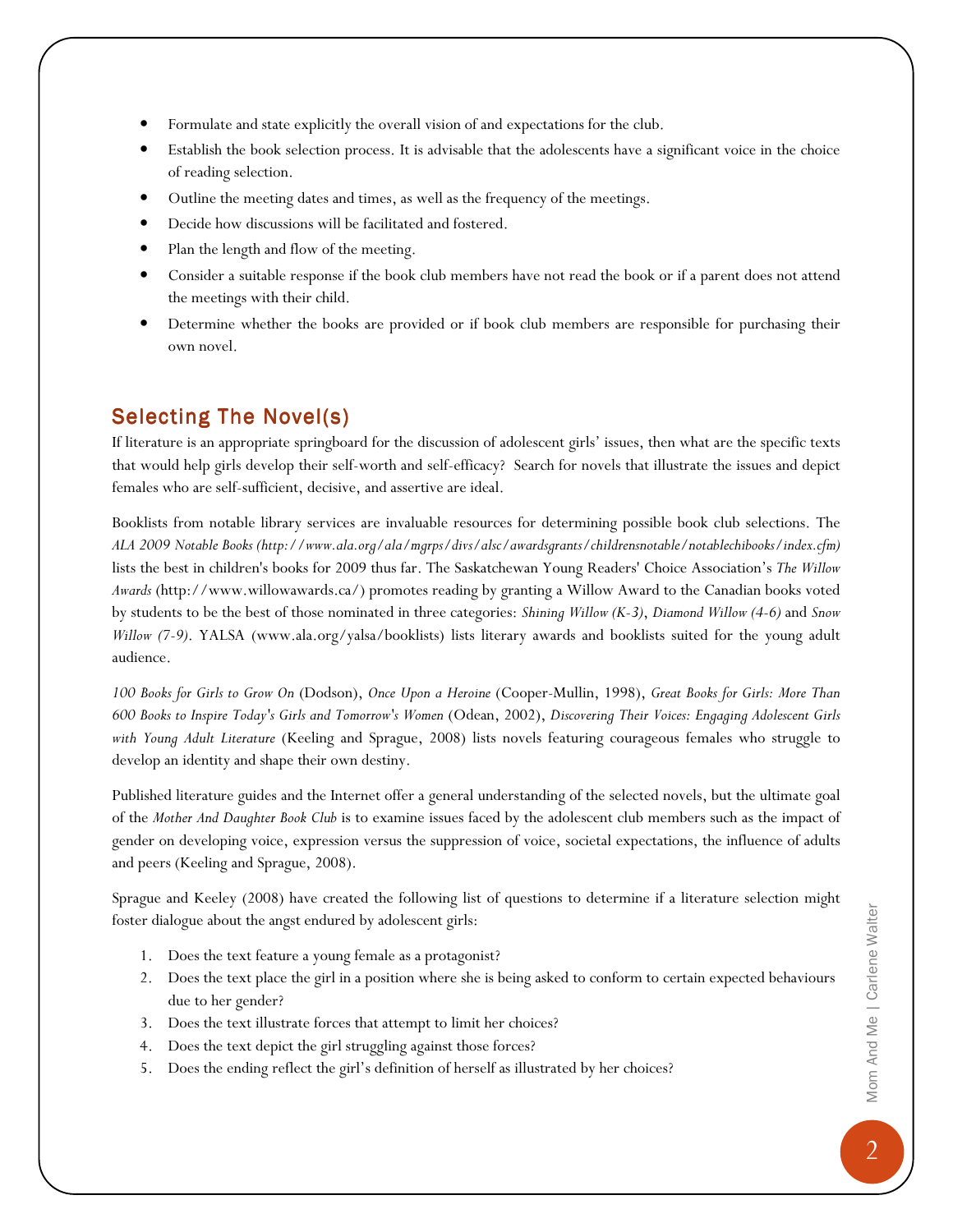- Formulate and state explicitly the overall vision of and expectations for the club.
- Establish the book selection process. It is advisable that the adolescents have a significant voice in the choice of reading selection.
- Outline the meeting dates and times, as well as the frequency of the meetings.
- Decide how discussions will be facilitated and fostered.
- Plan the length and flow of the meeting.
- Consider a suitable response if the book club members have not read the book or if a parent does not attend the meetings with their child.
- Determine whether the books are provided or if book club members are responsible for purchasing their own novel.

## Selecting The Novel(s)

If literature is an appropriate springboard for the discussion of adolescent girls' issues, then what are the specific texts that would help girls develop their self-worth and self-efficacy? Search for novels that illustrate the issues and depict females who are self-sufficient, decisive, and assertive are ideal.

Booklists from notable library services are invaluable resources for determining possible book club selections. The *ALA 2009 Notable Books (http://www.ala.org/ala/mgrps/divs/alsc/awardsgrants/childrensnotable/notablechibooks/index.cfm)* lists the best in children's books for 2009 thus far. The Saskatchewan Young Readers' Choice Association's *The Willow Awards* (http://www.willowawards.ca/) promotes reading by granting a Willow Award to the Canadian books voted by students to be the best of those nominated in three categories: *Shining Willow (K-3)*, *Diamond Willow (4-6)* and *Snow Willow (7-9)*. YALSA (www.ala.org/yalsa/booklists) lists literary awards and booklists suited for the young adult audience.

*100 Books for Girls to Grow On* (Dodson), *Once Upon a Heroine* (Cooper-Mullin, 1998), *Great Books for Girls: More Than 600 Books to Inspire Today's Girls and Tomorrow's Women* (Odean, 2002), *Discovering Their Voices: Engaging Adolescent Girls with Young Adult Literature* (Keeling and Sprague, 2008) lists novels featuring courageous females who struggle to develop an identity and shape their own destiny.

Published literature guides and the Internet offer a general understanding of the selected novels, but the ultimate goal of the *Mother And Daughter Book Club* is to examine issues faced by the adolescent club members such as the impact of gender on developing voice, expression versus the suppression of voice, societal expectations, the influence of adults and peers (Keeling and Sprague, 2008).

Sprague and Keeley (2008) have created the following list of questions to determine if a literature selection might foster dialogue about the angst endured by adolescent girls:

1. Does the text feature a young female as a protagonist?
2. Does the text place the girl in a position where she is being asked to conform to certain expected behaviours due to her gender?
3. Does the text illustrate forces that attempt to limit her choices?
4. Does the text depict the girl struggling against those forces?
5. Does the ending reflect the girl's definition of herself as illustrated by her choices?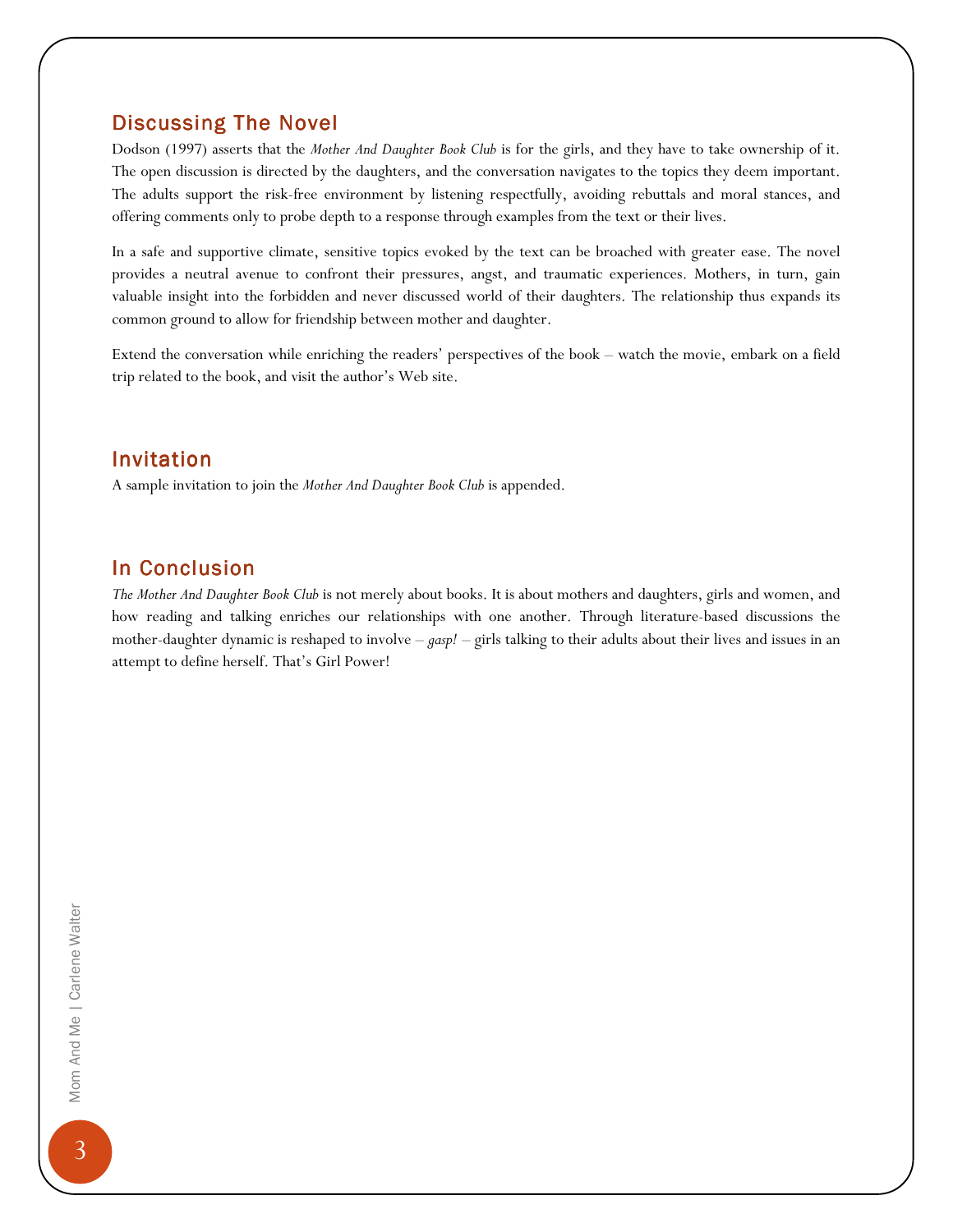## Discussing The Novel

Dodson (1997) asserts that the *Mother And Daughter Book Club* is for the girls, and they have to take ownership of it. The open discussion is directed by the daughters, and the conversation navigates to the topics they deem important. The adults support the risk-free environment by listening respectfully, avoiding rebuttals and moral stances, and offering comments only to probe depth to a response through examples from the text or their lives.

In a safe and supportive climate, sensitive topics evoked by the text can be broached with greater ease. The novel provides a neutral avenue to confront their pressures, angst, and traumatic experiences. Mothers, in turn, gain valuable insight into the forbidden and never discussed world of their daughters. The relationship thus expands its common ground to allow for friendship between mother and daughter.

Extend the conversation while enriching the readers' perspectives of the book – watch the movie, embark on a field trip related to the book, and visit the author's Web site.

## Invitation

A sample invitation to join the *Mother And Daughter Book Club* is appended.

## In Conclusion

*The Mother And Daughter Book Club* is not merely about books. It is about mothers and daughters, girls and women, and how reading and talking enriches our relationships with one another. Through literature-based discussions the mother-daughter dynamic is reshaped to involve – *gasp!* – girls talking to their adults about their lives and issues in an attempt to define herself. That's Girl Power!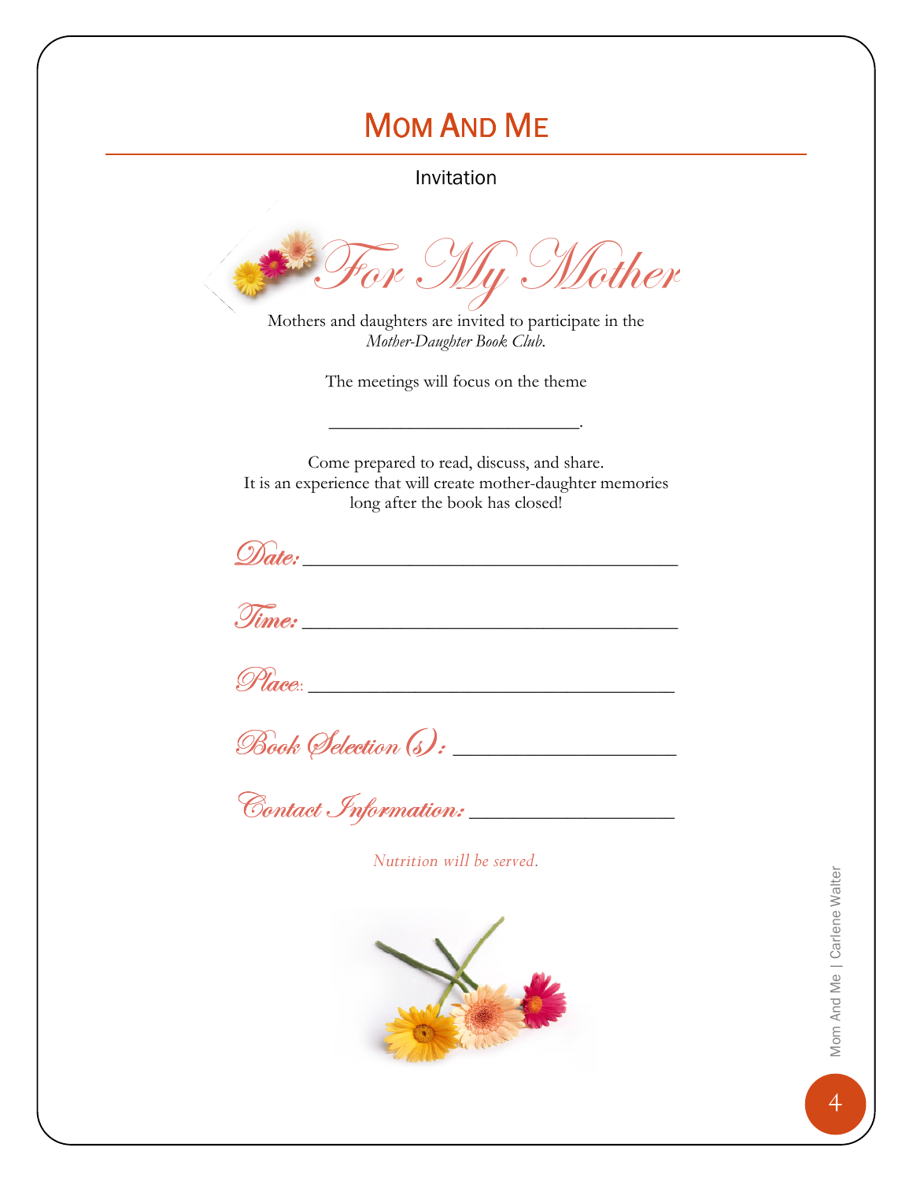# Mom And Me

Invitation

## For My Mother

Mothers and daughters are invited to participate in the *Mother-Daughter Book Club.*

The meetings will focus on the theme

________________________.

Come prepared to read, discuss, and share.
It is an experience that will create mother-daughter memories long after the book has closed!

**Date:** ___________________________________

**Time:** ___________________________________

**Place:**: ___________________________________

**Book Selection (s):** ____________________

**Contact Information:** __________________

*Nutrition will be served.*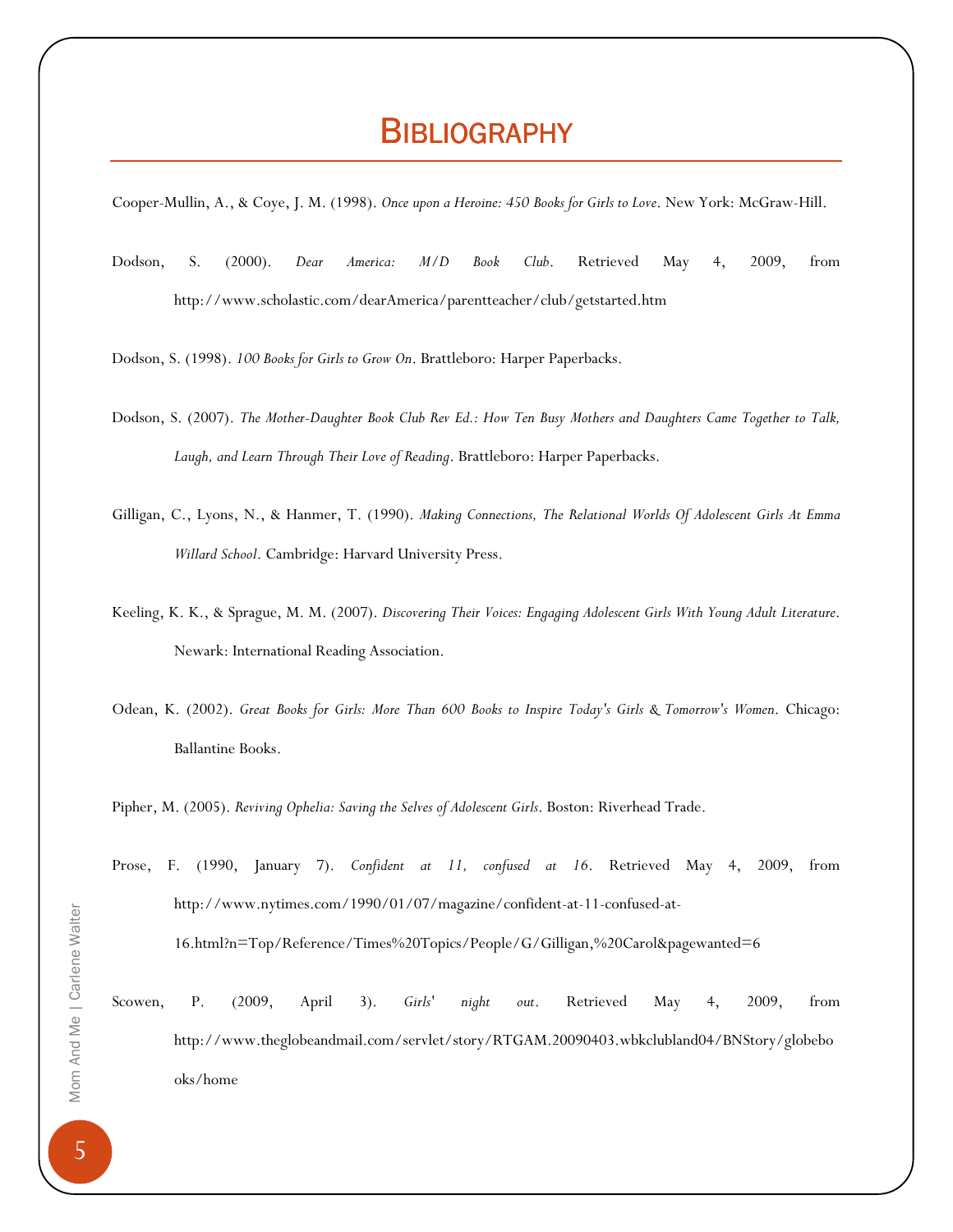# Bibliography

Cooper-Mullin, A., & Coye, J. M. (1998). *Once upon a Heroine: 450 Books for Girls to Love*. New York: McGraw-Hill.

Dodson, S. (2000). *Dear America: M/D Book Club*. Retrieved May 4, 2009, from http://www.scholastic.com/dearAmerica/parentteacher/club/getstarted.htm

Dodson, S. (1998). *100 Books for Girls to Grow On*. Brattleboro: Harper Paperbacks.

Dodson, S. (2007). *The Mother-Daughter Book Club Rev Ed.: How Ten Busy Mothers and Daughters Came Together to Talk, Laugh, and Learn Through Their Love of Reading*. Brattleboro: Harper Paperbacks.

Gilligan, C., Lyons, N., & Hanmer, T. (1990). *Making Connections, The Relational Worlds Of Adolescent Girls At Emma Willard School*. Cambridge: Harvard University Press.

Keeling, K. K., & Sprague, M. M. (2007). *Discovering Their Voices: Engaging Adolescent Girls With Young Adult Literature*. Newark: International Reading Association.

Odean, K. (2002). *Great Books for Girls: More Than 600 Books to Inspire Today's Girls & Tomorrow's Women*. Chicago: Ballantine Books.

Pipher, M. (2005). *Reviving Ophelia: Saving the Selves of Adolescent Girls*. Boston: Riverhead Trade.

Prose, F. (1990, January 7). *Confident at 11, confused at 16*. Retrieved May 4, 2009, from http://www.nytimes.com/1990/01/07/magazine/confident-at-11-confused-at-16.html?n=Top/Reference/Times%20Topics/People/G/Gilligan,%20Carol&pagewanted=6

Scowen, P. (2009, April 3). *Girls' night out*. Retrieved May 4, 2009, from http://www.theglobeandmail.com/servlet/story/RTGAM.20090403.wbkclubland04/BNStory/globebooks/home